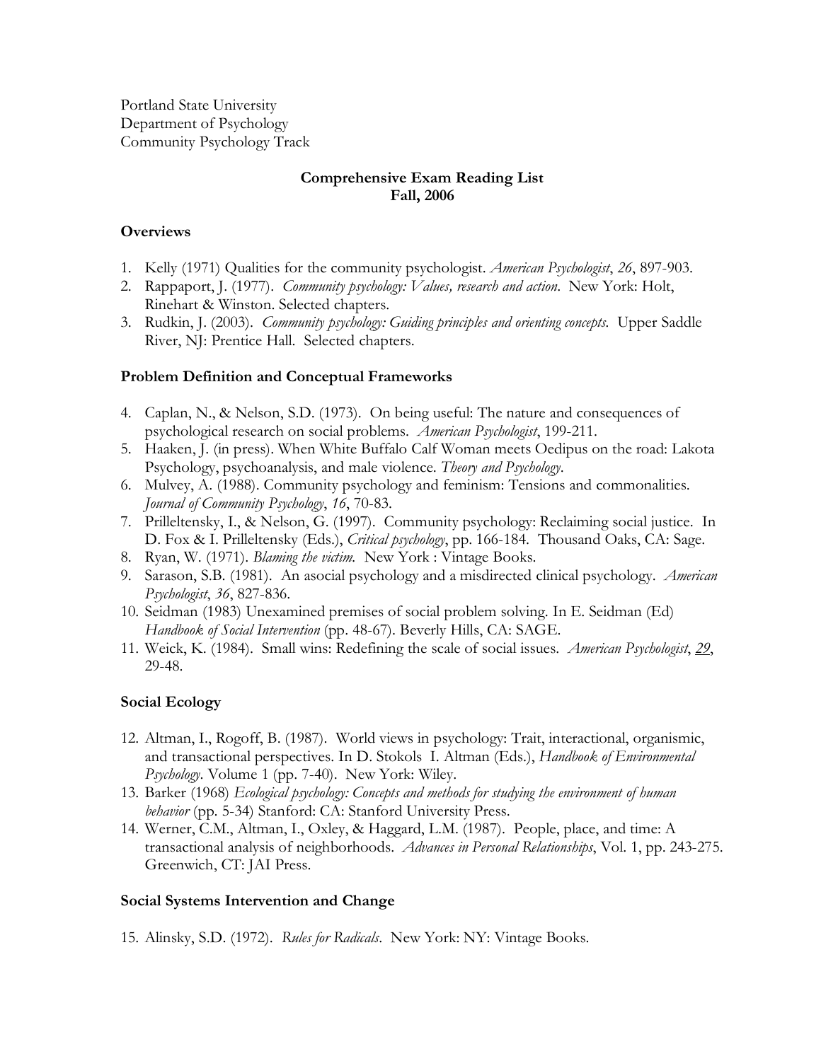Portland State University
Department of Psychology
Community Psychology Track

**Comprehensive Exam Reading List**
**Fall, 2006**

### Overviews

1. Kelly (1971) Qualities for the community psychologist. *American Psychologist*, *26*, 897-903.
2. Rappaport, J. (1977). *Community psychology: Values, research and action*. New York: Holt, Rinehart & Winston. Selected chapters.
3. Rudkin, J. (2003). *Community psychology: Guiding principles and orienting concepts.* Upper Saddle River, NJ: Prentice Hall. Selected chapters.

### Problem Definition and Conceptual Frameworks

4. Caplan, N., & Nelson, S.D. (1973). On being useful: The nature and consequences of psychological research on social problems. *American Psychologist*, 199-211.
5. Haaken, J. (in press). When White Buffalo Calf Woman meets Oedipus on the road: Lakota Psychology, psychoanalysis, and male violence. *Theory and Psychology*.
6. Mulvey, A. (1988). Community psychology and feminism: Tensions and commonalities. *Journal of Community Psychology*, *16*, 70-83.
7. Prilleltensky, I., & Nelson, G. (1997). Community psychology: Reclaiming social justice. In D. Fox & I. Prilleltensky (Eds.), *Critical psychology*, pp. 166-184. Thousand Oaks, CA: Sage.
8. Ryan, W. (1971). *Blaming the victim.* New York : Vintage Books.
9. Sarason, S.B. (1981). An asocial psychology and a misdirected clinical psychology. *American Psychologist*, *36*, 827-836.
10. Seidman (1983) Unexamined premises of social problem solving. In E. Seidman (Ed) *Handbook of Social Intervention* (pp. 48-67). Beverly Hills, CA: SAGE.
11. Weick, K. (1984). Small wins: Redefining the scale of social issues. *American Psychologist*, *29*, 29-48.

### Social Ecology

12. Altman, I., Rogoff, B. (1987). World views in psychology: Trait, interactional, organismic, and transactional perspectives. In D. Stokols I. Altman (Eds.), *Handbook of Environmental Psychology*. Volume 1 (pp. 7-40). New York: Wiley.
13. Barker (1968) *Ecological psychology: Concepts and methods for studying the environment of human behavior* (pp. 5-34) Stanford: CA: Stanford University Press.
14. Werner, C.M., Altman, I., Oxley, & Haggard, L.M. (1987). People, place, and time: A transactional analysis of neighborhoods. *Advances in Personal Relationships*, Vol. 1, pp. 243-275. Greenwich, CT: JAI Press.

### Social Systems Intervention and Change

15. Alinsky, S.D. (1972). *Rules for Radicals*. New York: NY: Vintage Books.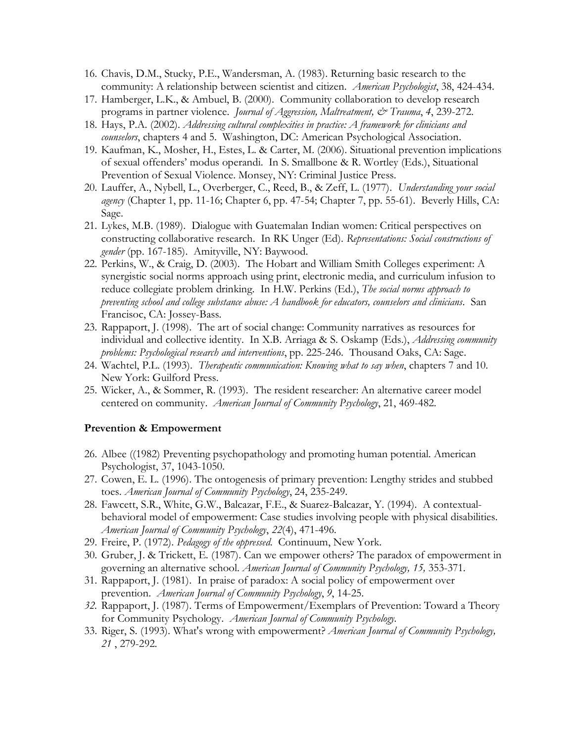16. Chavis, D.M., Stucky, P.E., Wandersman, A. (1983). Returning basic research to the community: A relationship between scientist and citizen. *American Psychologist*, 38, 424-434.
17. Hamberger, L.K., & Ambuel, B. (2000). Community collaboration to develop research programs in partner violence. *Journal of Aggression, Maltreatment, & Trauma*, *4*, 239-272.
18. Hays, P.A. (2002). *Addressing cultural complexities in practice: A framework for clinicians and counselors*, chapters 4 and 5. Washington, DC: American Psychological Association.
19. Kaufman, K., Mosher, H., Estes, L. & Carter, M. (2006). Situational prevention implications of sexual offenders' modus operandi. In S. Smallbone & R. Wortley (Eds.), Situational Prevention of Sexual Violence. Monsey, NY: Criminal Justice Press.
20. Lauffer, A., Nybell, L., Overberger, C., Reed, B., & Zeff, L. (1977). *Understanding your social agency* (Chapter 1, pp. 11-16; Chapter 6, pp. 47-54; Chapter 7, pp. 55-61). Beverly Hills, CA: Sage.
21. Lykes, M.B. (1989). Dialogue with Guatemalan Indian women: Critical perspectives on constructing collaborative research. In RK Unger (Ed). *Representations: Social constructions of gender* (pp. 167-185). Amityville, NY: Baywood.
22. Perkins, W., & Craig, D. (2003). The Hobart and William Smith Colleges experiment: A synergistic social norms approach using print, electronic media, and curriculum infusion to reduce collegiate problem drinking. In H.W. Perkins (Ed.), *The social norms approach to preventing school and college substance abuse: A handbook for educators, counselors and clinicians*. San Francisoc, CA: Jossey-Bass.
23. Rappaport, J. (1998). The art of social change: Community narratives as resources for individual and collective identity. In X.B. Arriaga & S. Oskamp (Eds.), *Addressing community problems: Psychological research and interventions*, pp. 225-246. Thousand Oaks, CA: Sage.
24. Wachtel, P.L. (1993). *Therapeutic communication: Knowing what to say when*, chapters 7 and 10. New York: Guilford Press.
25. Wicker, A., & Sommer, R. (1993). The resident researcher: An alternative career model centered on community. *American Journal of Community Psychology*, 21, 469-482.

**Prevention & Empowerment**

26. Albee ((1982) Preventing psychopathology and promoting human potential. American Psychologist, 37, 1043-1050.
27. Cowen, E. L. (1996). The ontogenesis of primary prevention: Lengthy strides and stubbed toes. *American Journal of Community Psychology*, 24, 235-249.
28. Fawcett, S.R., White, G.W., Balcazar, F.E., & Suarez-Balcazar, Y. (1994). A contextual-behavioral model of empowerment: Case studies involving people with physical disabilities. *American Journal of Community Psychology*, *22*(4), 471-496.
29. Freire, P. (1972). *Pedagogy of the oppressed*. Continuum, New York.
30. Gruber, J. & Trickett, E. (1987). Can we empower others? The paradox of empowerment in governing an alternative school. *American Journal of Community Psychology, 15,* 353-371.
31. Rappaport, J. (1981). In praise of paradox: A social policy of empowerment over prevention. *American Journal of Community Psychology*, *9*, 14-25.
32. Rappaport, J. (1987). Terms of Empowerment/Exemplars of Prevention: Toward a Theory for Community Psychology. *American Journal of Community Psychology*.
33. Riger, S. (1993). What's wrong with empowerment? *American Journal of Community Psychology, 21* , 279-292.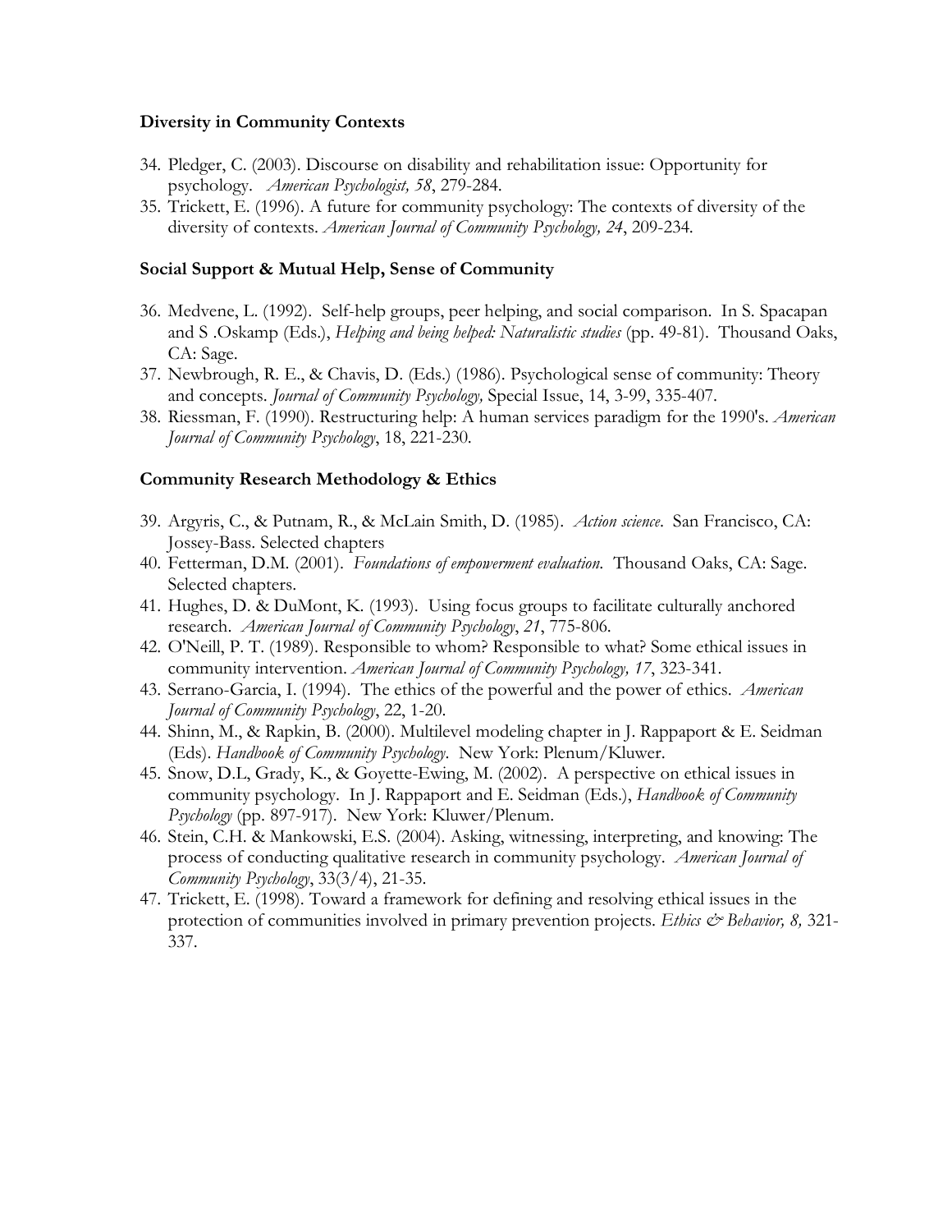### Diversity in Community Contexts

34. Pledger, C. (2003). Discourse on disability and rehabilitation issue: Opportunity for psychology. *American Psychologist, 58*, 279-284.
35. Trickett, E. (1996). A future for community psychology: The contexts of diversity of the diversity of contexts. *American Journal of Community Psychology, 24*, 209-234.

### Social Support & Mutual Help, Sense of Community

36. Medvene, L. (1992). Self-help groups, peer helping, and social comparison. In S. Spacapan and S .Oskamp (Eds.), *Helping and being helped: Naturalistic studies* (pp. 49-81). Thousand Oaks, CA: Sage.
37. Newbrough, R. E., & Chavis, D. (Eds.) (1986). Psychological sense of community: Theory and concepts. *Journal of Community Psychology,* Special Issue, 14, 3-99, 335-407.
38. Riessman, F. (1990). Restructuring help: A human services paradigm for the 1990's. *American Journal of Community Psychology*, 18, 221-230.

### Community Research Methodology & Ethics

39. Argyris, C., & Putnam, R., & McLain Smith, D. (1985). *Action science*. San Francisco, CA: Jossey-Bass. Selected chapters
40. Fetterman, D.M. (2001). *Foundations of empowerment evaluation*. Thousand Oaks, CA: Sage. Selected chapters.
41. Hughes, D. & DuMont, K. (1993). Using focus groups to facilitate culturally anchored research. *American Journal of Community Psychology*, *21*, 775-806.
42. O'Neill, P. T. (1989). Responsible to whom? Responsible to what? Some ethical issues in community intervention. *American Journal of Community Psychology, 17*, 323-341.
43. Serrano-Garcia, I. (1994). The ethics of the powerful and the power of ethics. *American Journal of Community Psychology*, 22, 1-20.
44. Shinn, M., & Rapkin, B. (2000). Multilevel modeling chapter in J. Rappaport & E. Seidman (Eds). *Handbook of Community Psychology*. New York: Plenum/Kluwer.
45. Snow, D.L, Grady, K., & Goyette-Ewing, M. (2002). A perspective on ethical issues in community psychology. In J. Rappaport and E. Seidman (Eds.), *Handbook of Community Psychology* (pp. 897-917). New York: Kluwer/Plenum.
46. Stein, C.H. & Mankowski, E.S. (2004). Asking, witnessing, interpreting, and knowing: The process of conducting qualitative research in community psychology. *American Journal of Community Psychology*, 33(3/4), 21-35.
47. Trickett, E. (1998). Toward a framework for defining and resolving ethical issues in the protection of communities involved in primary prevention projects. *Ethics & Behavior, 8,* 321-337.